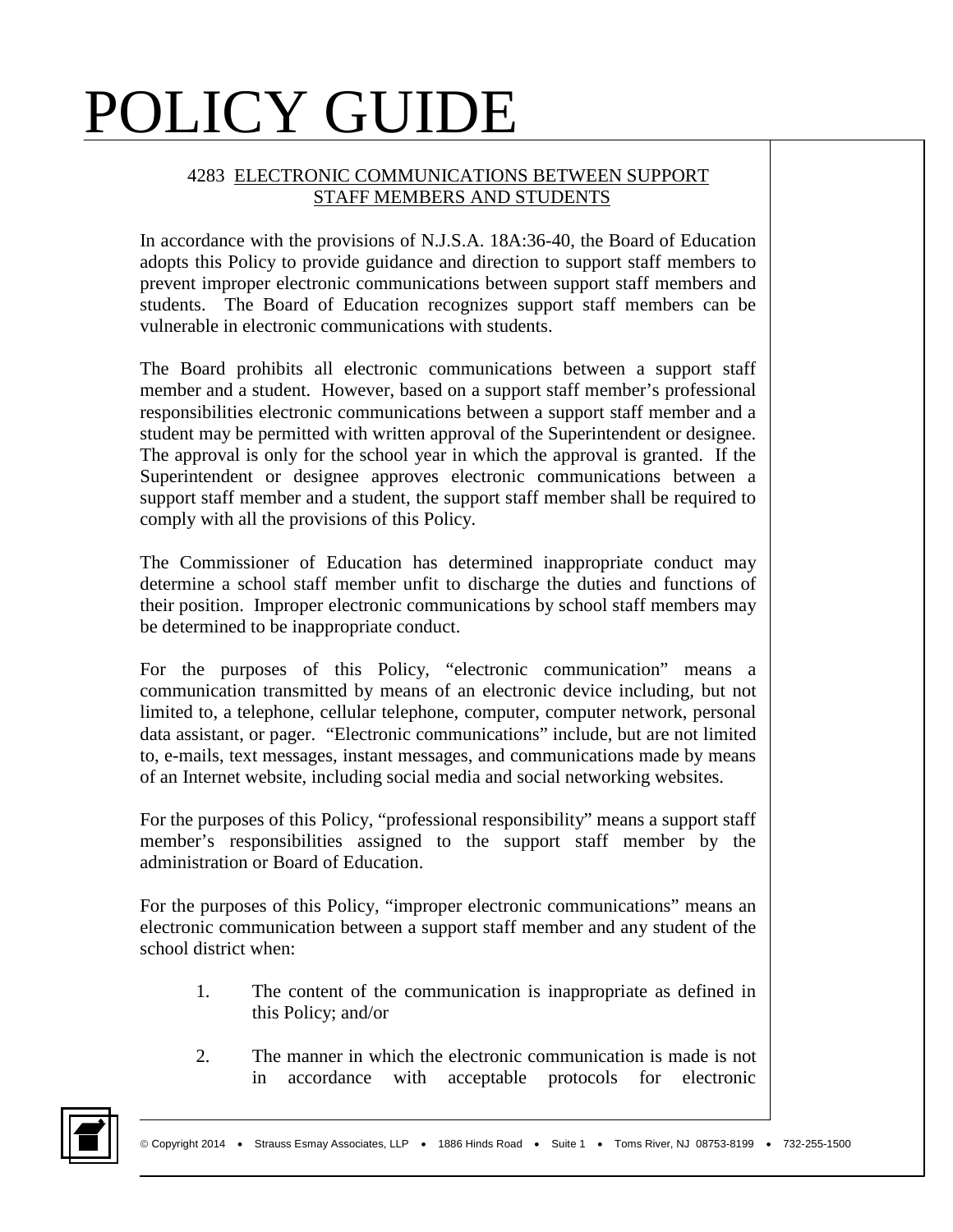# POLICY GUIDE

## 4283 ELECTRONIC COMMUNICATIONS BETWEEN SUPPORT STAFF MEMBERS AND STUDENTS

In accordance with the provisions of N.J.S.A. 18A:36-40, the Board of Education adopts this Policy to provide guidance and direction to support staff members to prevent improper electronic communications between support staff members and students. The Board of Education recognizes support staff members can be vulnerable in electronic communications with students.

The Board prohibits all electronic communications between a support staff member and a student. However, based on a support staff member's professional responsibilities electronic communications between a support staff member and a student may be permitted with written approval of the Superintendent or designee. The approval is only for the school year in which the approval is granted. If the Superintendent or designee approves electronic communications between a support staff member and a student, the support staff member shall be required to comply with all the provisions of this Policy.

The Commissioner of Education has determined inappropriate conduct may determine a school staff member unfit to discharge the duties and functions of their position. Improper electronic communications by school staff members may be determined to be inappropriate conduct.

For the purposes of this Policy, "electronic communication" means a communication transmitted by means of an electronic device including, but not limited to, a telephone, cellular telephone, computer, computer network, personal data assistant, or pager. "Electronic communications" include, but are not limited to, e-mails, text messages, instant messages, and communications made by means of an Internet website, including social media and social networking websites.

For the purposes of this Policy, "professional responsibility" means a support staff member's responsibilities assigned to the support staff member by the administration or Board of Education.

For the purposes of this Policy, "improper electronic communications" means an electronic communication between a support staff member and any student of the school district when:

1. The content of the communication is inappropriate as defined in this Policy; and/or

2. The manner in which the electronic communication is made is not in accordance with acceptable protocols for electronic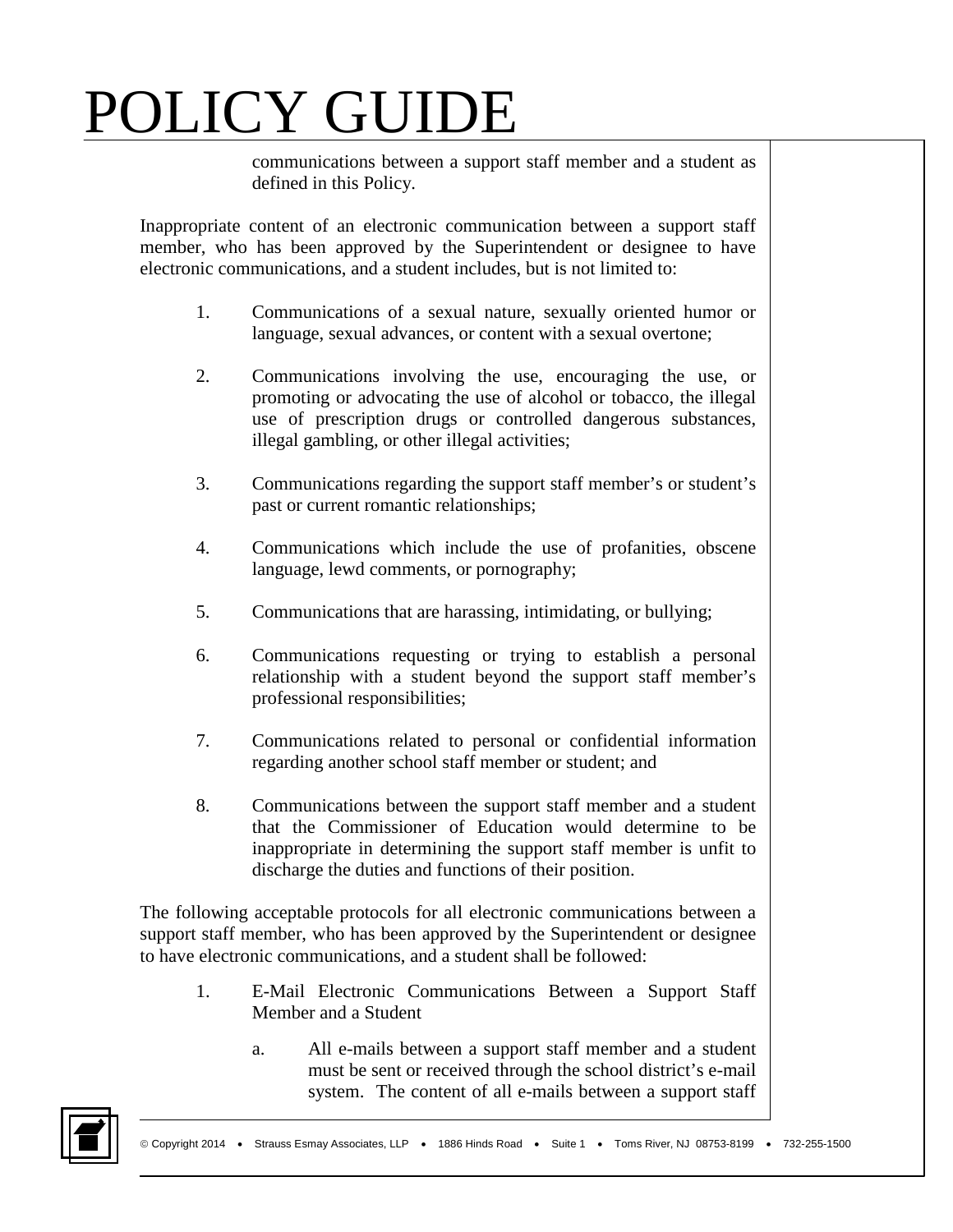communications between a support staff member and a student as defined in this Policy.

Inappropriate content of an electronic communication between a support staff member, who has been approved by the Superintendent or designee to have electronic communications, and a student includes, but is not limited to:

1. Communications of a sexual nature, sexually oriented humor or language, sexual advances, or content with a sexual overtone;

2. Communications involving the use, encouraging the use, or promoting or advocating the use of alcohol or tobacco, the illegal use of prescription drugs or controlled dangerous substances, illegal gambling, or other illegal activities;

3. Communications regarding the support staff member's or student's past or current romantic relationships;

4. Communications which include the use of profanities, obscene language, lewd comments, or pornography;

5. Communications that are harassing, intimidating, or bullying;

6. Communications requesting or trying to establish a personal relationship with a student beyond the support staff member's professional responsibilities;

7. Communications related to personal or confidential information regarding another school staff member or student; and

8. Communications between the support staff member and a student that the Commissioner of Education would determine to be inappropriate in determining the support staff member is unfit to discharge the duties and functions of their position.

The following acceptable protocols for all electronic communications between a support staff member, who has been approved by the Superintendent or designee to have electronic communications, and a student shall be followed:

1. E-Mail Electronic Communications Between a Support Staff Member and a Student

   a. All e-mails between a support staff member and a student must be sent or received through the school district's e-mail system. The content of all e-mails between a support staff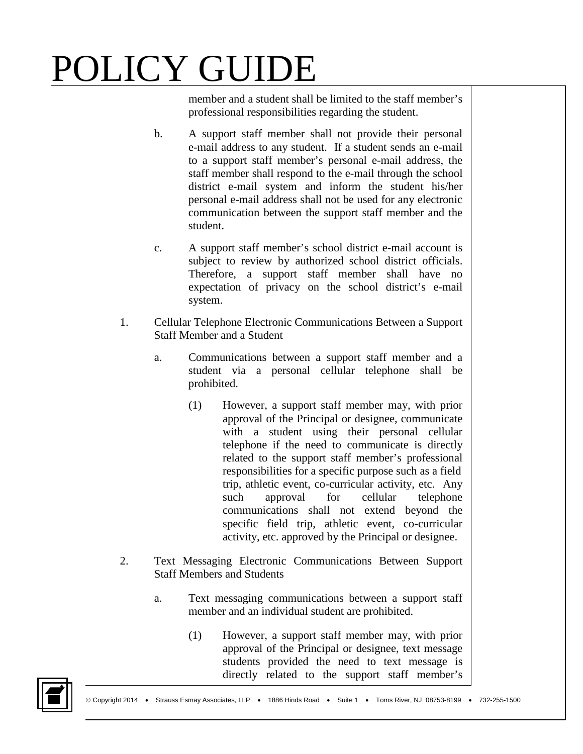member and a student shall be limited to the staff member's professional responsibilities regarding the student.

b. A support staff member shall not provide their personal e-mail address to any student. If a student sends an e-mail to a support staff member's personal e-mail address, the staff member shall respond to the e-mail through the school district e-mail system and inform the student his/her personal e-mail address shall not be used for any electronic communication between the support staff member and the student.

c. A support staff member's school district e-mail account is subject to review by authorized school district officials. Therefore, a support staff member shall have no expectation of privacy on the school district's e-mail system.

1. Cellular Telephone Electronic Communications Between a Support Staff Member and a Student

   a. Communications between a support staff member and a student via a personal cellular telephone shall be prohibited.

      (1) However, a support staff member may, with prior approval of the Principal or designee, communicate with a student using their personal cellular telephone if the need to communicate is directly related to the support staff member's professional responsibilities for a specific purpose such as a field trip, athletic event, co-curricular activity, etc. Any such approval for cellular telephone communications shall not extend beyond the specific field trip, athletic event, co-curricular activity, etc. approved by the Principal or designee.

2. Text Messaging Electronic Communications Between Support Staff Members and Students

   a. Text messaging communications between a support staff member and an individual student are prohibited.

      (1) However, a support staff member may, with prior approval of the Principal or designee, text message students provided the need to text message is directly related to the support staff member's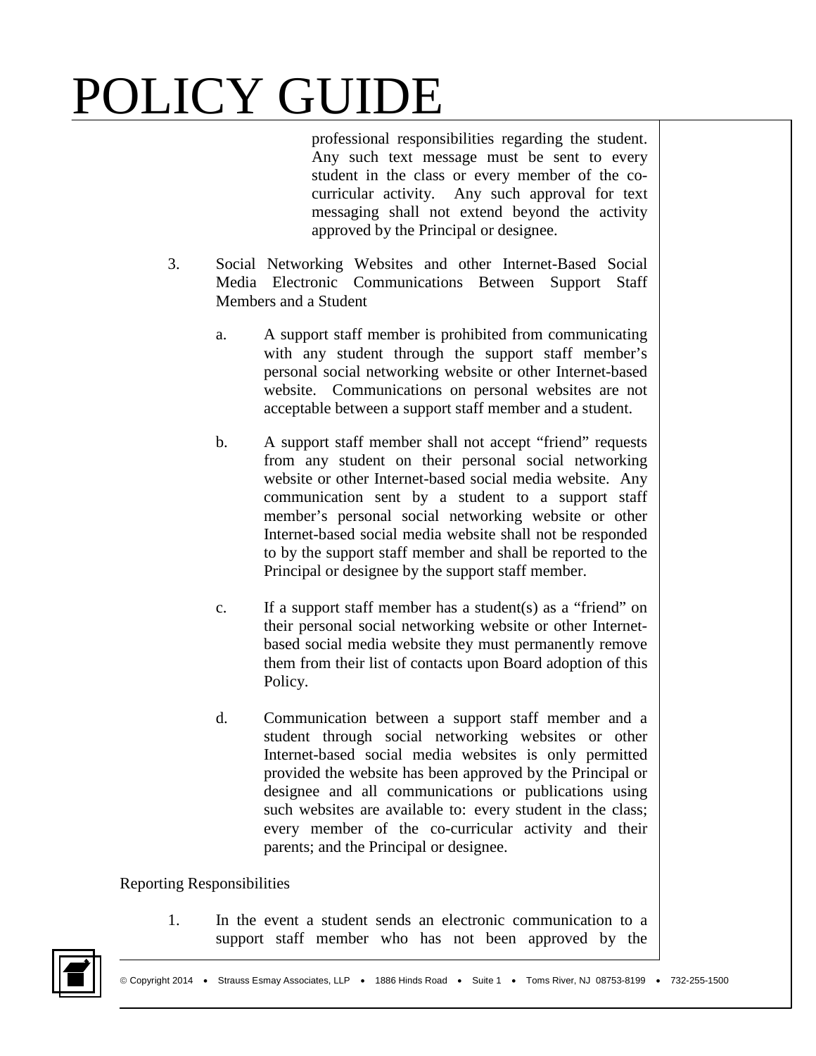professional responsibilities regarding the student. Any such text message must be sent to every student in the class or every member of the co-curricular activity. Any such approval for text messaging shall not extend beyond the activity approved by the Principal or designee.

3. Social Networking Websites and other Internet-Based Social Media Electronic Communications Between Support Staff Members and a Student

   a. A support staff member is prohibited from communicating with any student through the support staff member's personal social networking website or other Internet-based website. Communications on personal websites are not acceptable between a support staff member and a student.

   b. A support staff member shall not accept "friend" requests from any student on their personal social networking website or other Internet-based social media website. Any communication sent by a student to a support staff member's personal social networking website or other Internet-based social media website shall not be responded to by the support staff member and shall be reported to the Principal or designee by the support staff member.

   c. If a support staff member has a student(s) as a "friend" on their personal social networking website or other Internet-based social media website they must permanently remove them from their list of contacts upon Board adoption of this Policy.

   d. Communication between a support staff member and a student through social networking websites or other Internet-based social media websites is only permitted provided the website has been approved by the Principal or designee and all communications or publications using such websites are available to: every student in the class; every member of the co-curricular activity and their parents; and the Principal or designee.

Reporting Responsibilities

1. In the event a student sends an electronic communication to a support staff member who has not been approved by the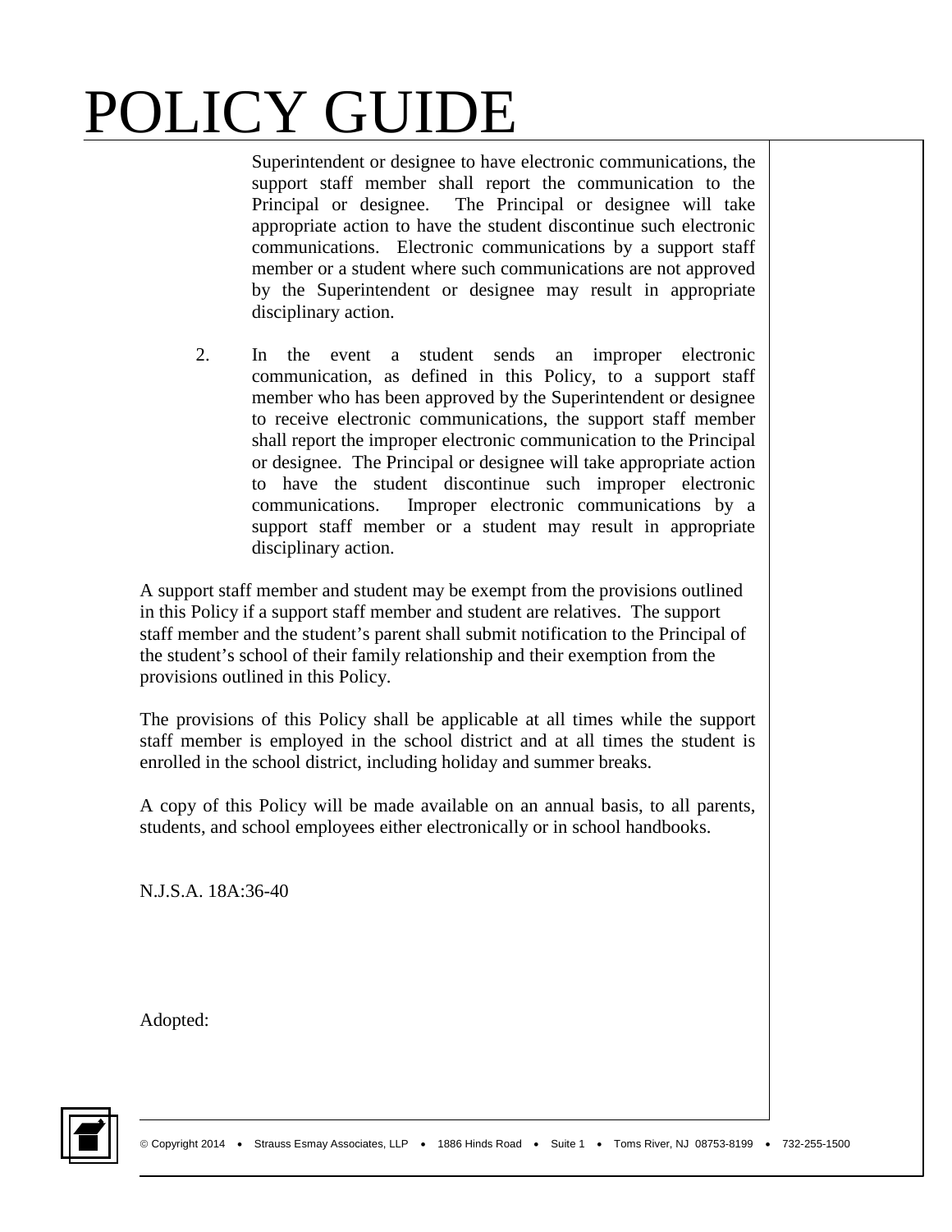Superintendent or designee to have electronic communications, the support staff member shall report the communication to the Principal or designee. The Principal or designee will take appropriate action to have the student discontinue such electronic communications. Electronic communications by a support staff member or a student where such communications are not approved by the Superintendent or designee may result in appropriate disciplinary action.

2. In the event a student sends an improper electronic communication, as defined in this Policy, to a support staff member who has been approved by the Superintendent or designee to receive electronic communications, the support staff member shall report the improper electronic communication to the Principal or designee. The Principal or designee will take appropriate action to have the student discontinue such improper electronic communications. Improper electronic communications by a support staff member or a student may result in appropriate disciplinary action.

A support staff member and student may be exempt from the provisions outlined in this Policy if a support staff member and student are relatives. The support staff member and the student's parent shall submit notification to the Principal of the student's school of their family relationship and their exemption from the provisions outlined in this Policy.

The provisions of this Policy shall be applicable at all times while the support staff member is employed in the school district and at all times the student is enrolled in the school district, including holiday and summer breaks.

A copy of this Policy will be made available on an annual basis, to all parents, students, and school employees either electronically or in school handbooks.

N.J.S.A. 18A:36-40

Adopted: